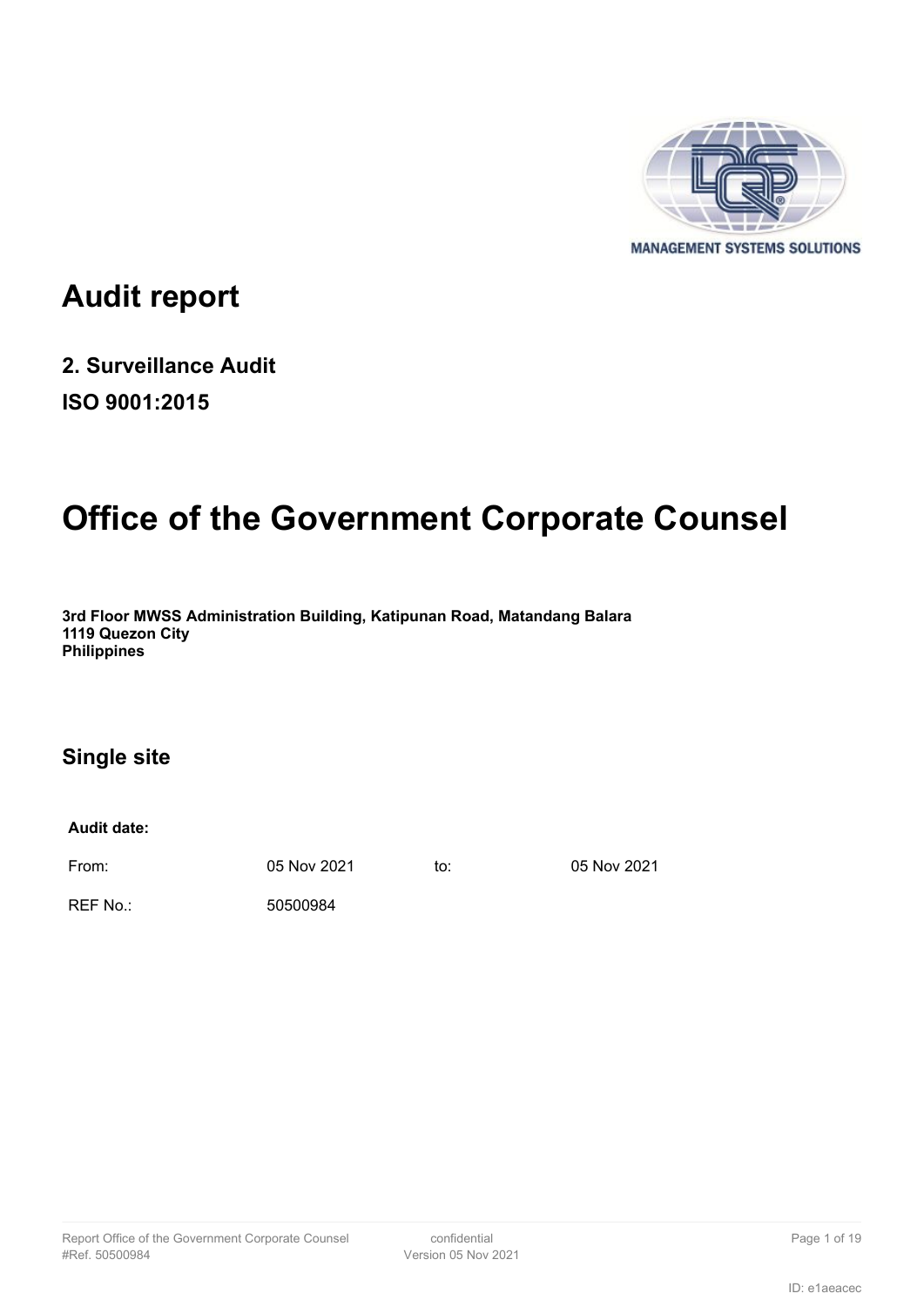# Audit report

## 2. Surveillance Audit

## ISO 9001:2015

# Office of the Government Corporate Counsel

**3rd Floor MWSS Administration Building, Katipunan Road, Matandang Balara**
**1119 Quezon City**
**Philippines**

## Single site

| **Audit date:** | | | |
|---|---|---|---|
| From: | 05 Nov 2021 | to: | 05 Nov 2021 |
| REF No.: | 50500984 | | |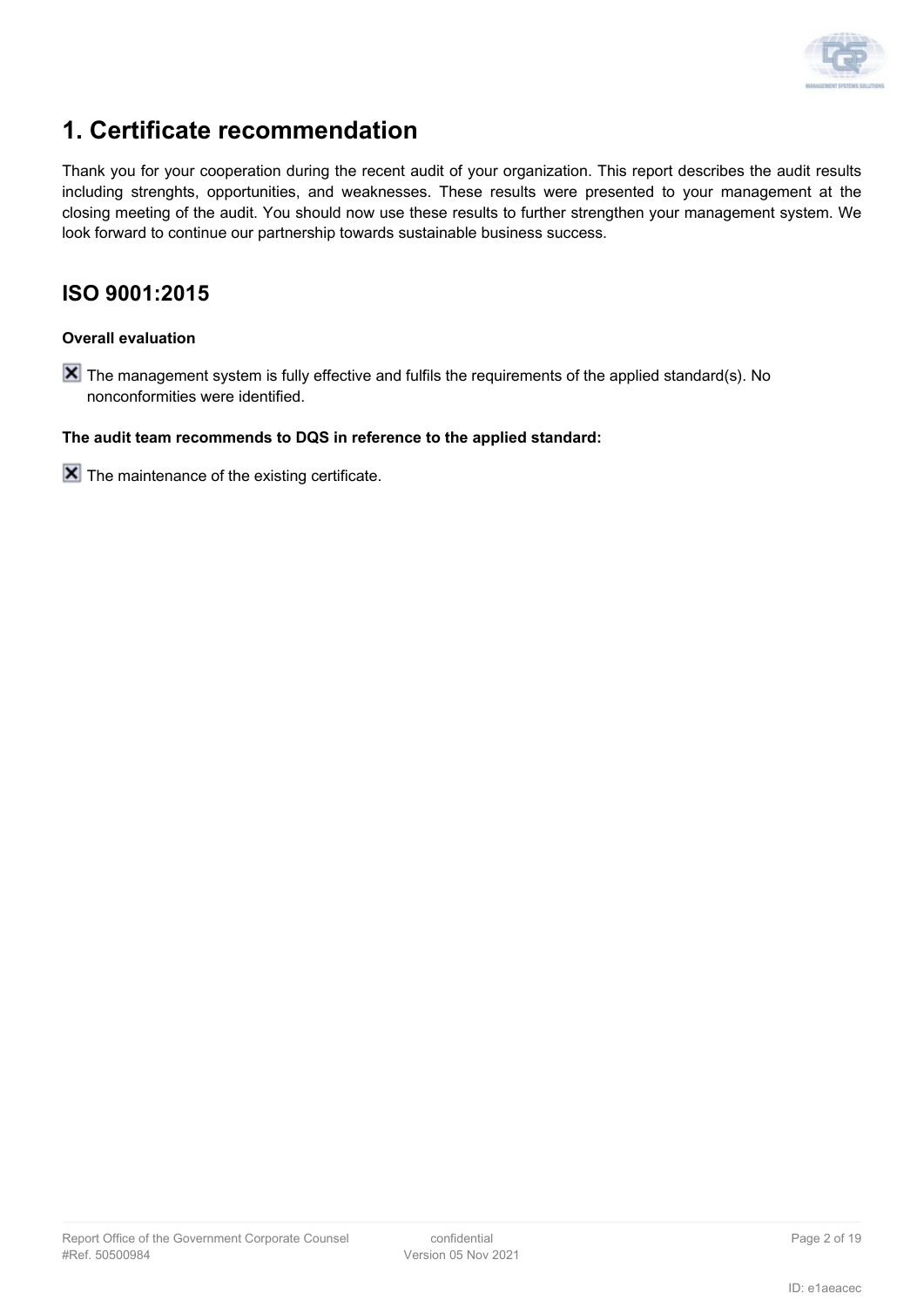# 1. Certificate recommendation

Thank you for your cooperation during the recent audit of your organization. This report describes the audit results including strenghts, opportunities, and weaknesses. These results were presented to your management at the closing meeting of the audit. You should now use these results to further strengthen your management system. We look forward to continue our partnership towards sustainable business success.

## ISO 9001:2015

**Overall evaluation**

☒ The management system is fully effective and fulfils the requirements of the applied standard(s). No nonconformities were identified.

**The audit team recommends to DQS in reference to the applied standard:**

☒ The maintenance of the existing certificate.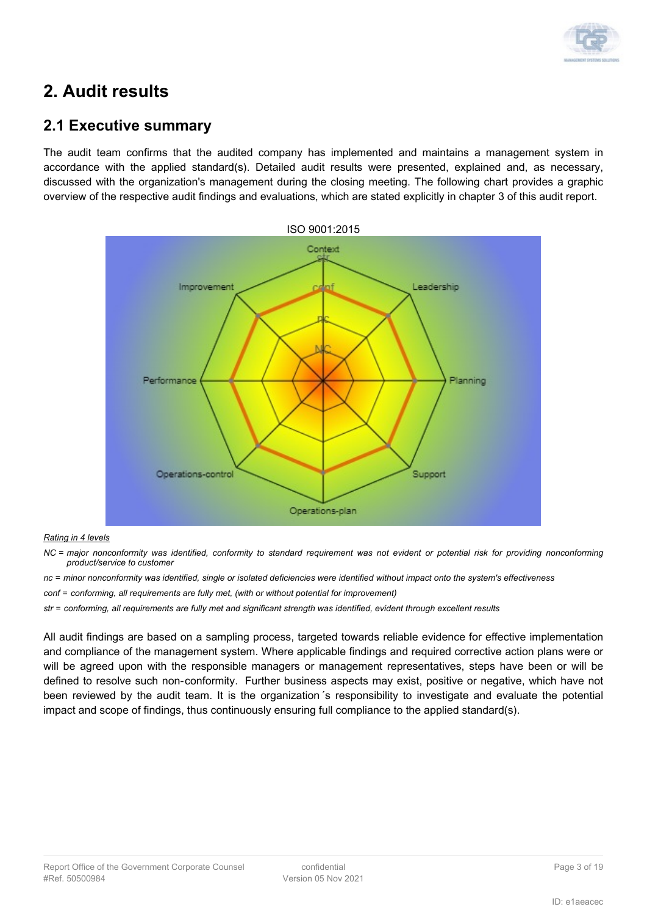# 2. Audit results

## 2.1 Executive summary

The audit team confirms that the audited company has implemented and maintains a management system in accordance with the applied standard(s). Detailed audit results were presented, explained and, as necessary, discussed with the organization's management during the closing meeting. The following chart provides a graphic overview of the respective audit findings and evaluations, which are stated explicitly in chapter 3 of this audit report.

ISO 9001:2015

<u>*Rating in 4 levels*</u>

*NC = major nonconformity was identified, conformity to standard requirement was not evident or potential risk for providing nonconforming product/service to customer*

*nc = minor nonconformity was identified, single or isolated deficiencies were identified without impact onto the system's effectiveness*

*conf = conforming, all requirements are fully met, (with or without potential for improvement)*

*str = conforming, all requirements are fully met and significant strength was identified, evident through excellent results*

All audit findings are based on a sampling process, targeted towards reliable evidence for effective implementation and compliance of the management system. Where applicable findings and required corrective action plans were or will be agreed upon with the responsible managers or management representatives, steps have been or will be defined to resolve such non-conformity. Further business aspects may exist, positive or negative, which have not been reviewed by the audit team. It is the organization´s responsibility to investigate and evaluate the potential impact and scope of findings, thus continuously ensuring full compliance to the applied standard(s).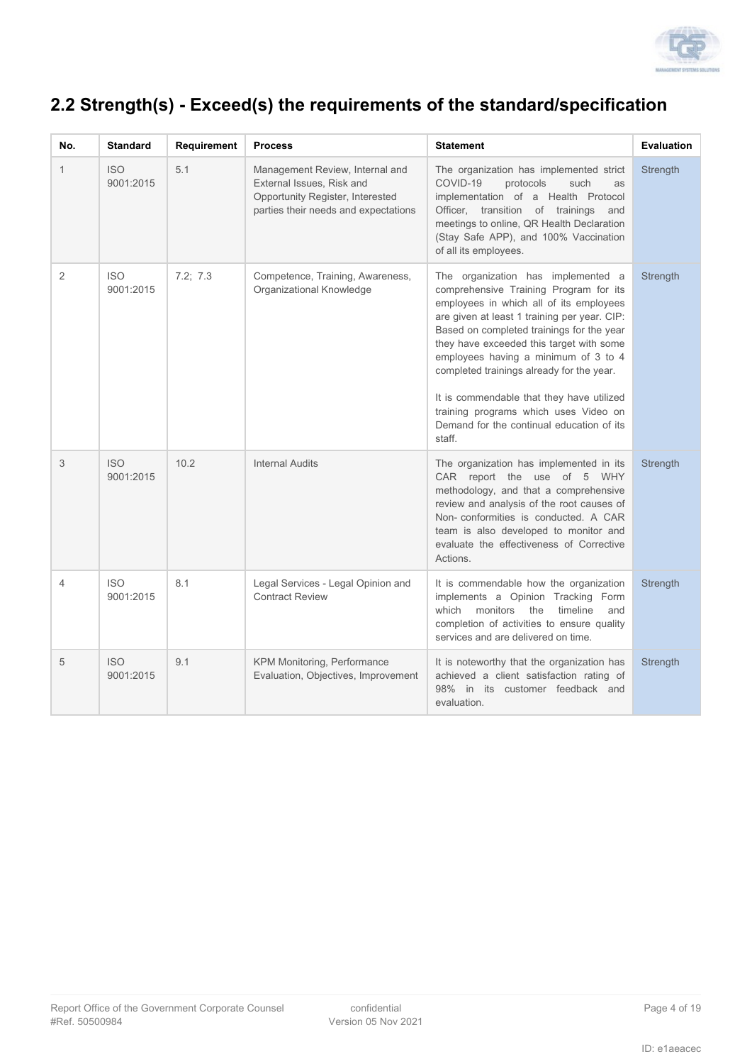## 2.2 Strength(s) - Exceed(s) the requirements of the standard/specification

| No. | Standard | Requirement | Process | Statement | Evaluation |
|---|---|---|---|---|---|
| 1 | ISO 9001:2015 | 5.1 | Management Review, Internal and External Issues, Risk and Opportunity Register, Interested parties their needs and expectations | The organization has implemented strict COVID-19 protocols such as implementation of a Health Protocol Officer, transition of trainings and meetings to online, QR Health Declaration (Stay Safe APP), and 100% Vaccination of all its employees. | Strength |
| 2 | ISO 9001:2015 | 7.2; 7.3 | Competence, Training, Awareness, Organizational Knowledge | The organization has implemented a comprehensive Training Program for its employees in which all of its employees are given at least 1 training per year. CIP: Based on completed trainings for the year they have exceeded this target with some employees having a minimum of 3 to 4 completed trainings already for the year.<br><br>It is commendable that they have utilized training programs which uses Video on Demand for the continual education of its staff. | Strength |
| 3 | ISO 9001:2015 | 10.2 | Internal Audits | The organization has implemented in its CAR report the use of 5 WHY methodology, and that a comprehensive review and analysis of the root causes of Non- conformities is conducted. A CAR team is also developed to monitor and evaluate the effectiveness of Corrective Actions. | Strength |
| 4 | ISO 9001:2015 | 8.1 | Legal Services - Legal Opinion and Contract Review | It is commendable how the organization implements a Opinion Tracking Form which monitors the timeline and completion of activities to ensure quality services and are delivered on time. | Strength |
| 5 | ISO 9001:2015 | 9.1 | KPM Monitoring, Performance Evaluation, Objectives, Improvement | It is noteworthy that the organization has achieved a client satisfaction rating of 98% in its customer feedback and evaluation. | Strength |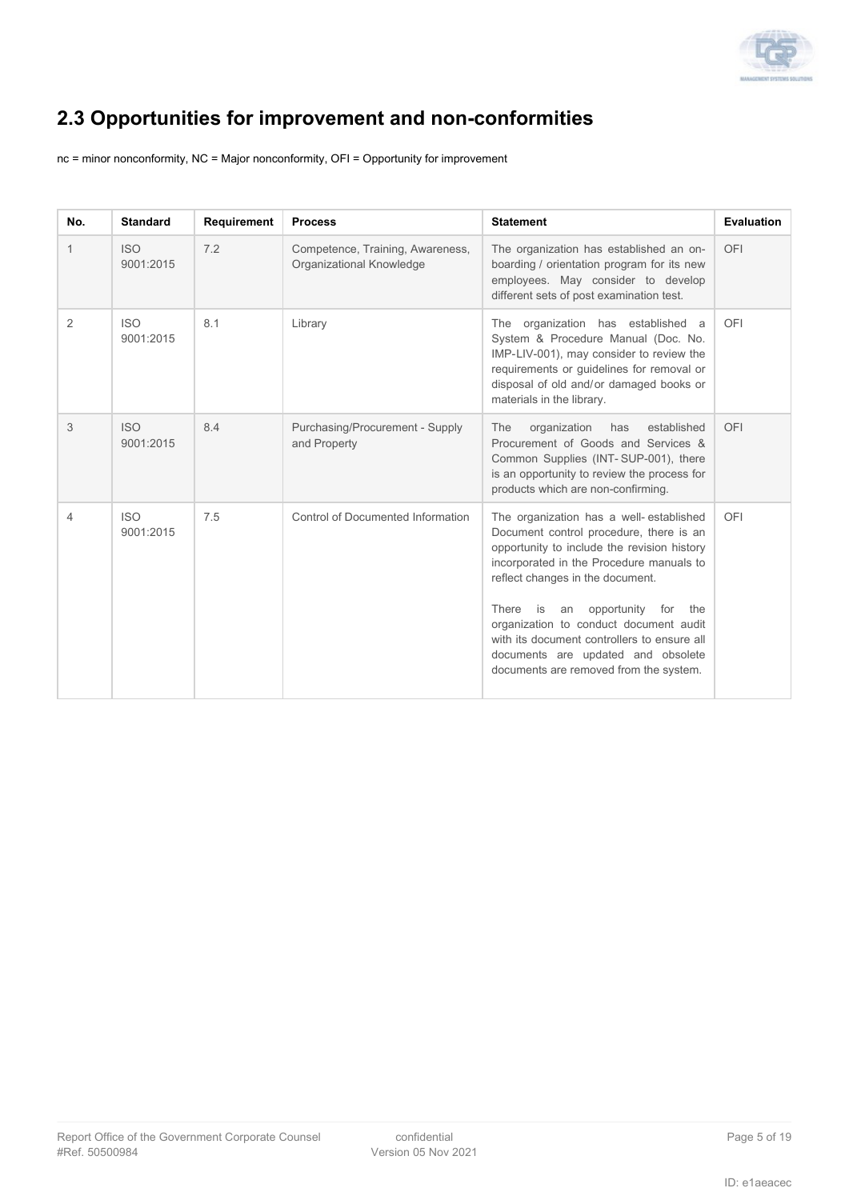## 2.3 Opportunities for improvement and non-conformities

nc = minor nonconformity, NC = Major nonconformity, OFI = Opportunity for improvement

| No. | Standard | Requirement | Process | Statement | Evaluation |
|---|---|---|---|---|---|
| 1 | ISO 9001:2015 | 7.2 | Competence, Training, Awareness, Organizational Knowledge | The organization has established an on-boarding / orientation program for its new employees. May consider to develop different sets of post examination test. | OFI |
| 2 | ISO 9001:2015 | 8.1 | Library | The organization has established a System & Procedure Manual (Doc. No. IMP-LIV-001), may consider to review the requirements or guidelines for removal or disposal of old and/or damaged books or materials in the library. | OFI |
| 3 | ISO 9001:2015 | 8.4 | Purchasing/Procurement - Supply and Property | The organization has established Procurement of Goods and Services & Common Supplies (INT- SUP-001), there is an opportunity to review the process for products which are non-confirming. | OFI |
| 4 | ISO 9001:2015 | 7.5 | Control of Documented Information | The organization has a well- established Document control procedure, there is an opportunity to include the revision history incorporated in the Procedure manuals to reflect changes in the document.<br><br>There is an opportunity for the organization to conduct document audit with its document controllers to ensure all documents are updated and obsolete documents are removed from the system. | OFI |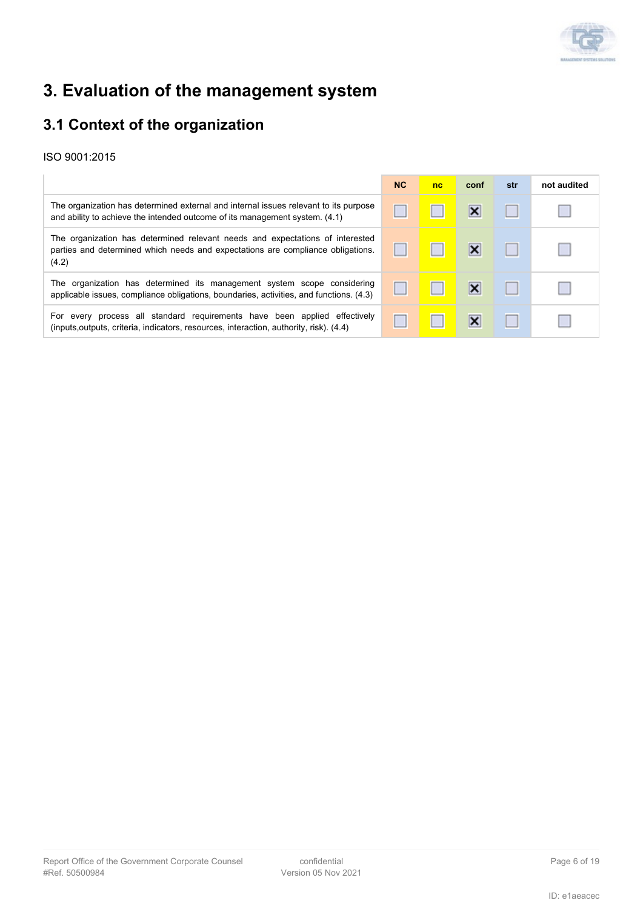# 3. Evaluation of the management system

## 3.1 Context of the organization

ISO 9001:2015

| | NC | nc | conf | str | not audited |
|---|---|---|---|---|---|
| The organization has determined external and internal issues relevant to its purpose and ability to achieve the intended outcome of its management system. (4.1) | ☐ | ☐ | ☒ | ☐ | ☐ |
| The organization has determined relevant needs and expectations of interested parties and determined which needs and expectations are compliance obligations. (4.2) | ☐ | ☐ | ☒ | ☐ | ☐ |
| The organization has determined its management system scope considering applicable issues, compliance obligations, boundaries, activities, and functions. (4.3) | ☐ | ☐ | ☒ | ☐ | ☐ |
| For every process all standard requirements have been applied effectively (inputs,outputs, criteria, indicators, resources, interaction, authority, risk). (4.4) | ☐ | ☐ | ☒ | ☐ | ☐ |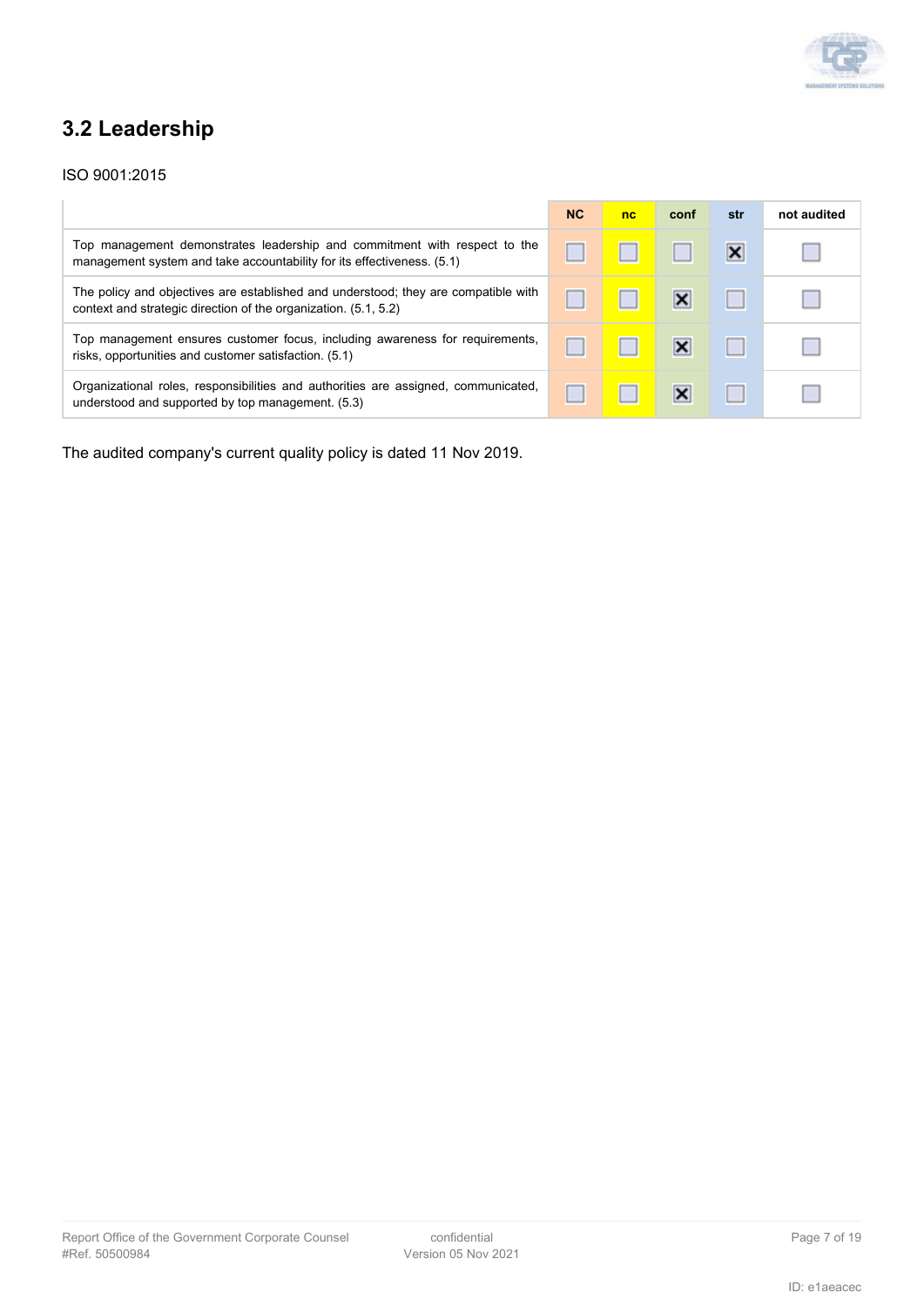## 3.2 Leadership

ISO 9001:2015

| | NC | nc | conf | str | not audited |
|---|---|---|---|---|---|
| Top management demonstrates leadership and commitment with respect to the management system and take accountability for its effectiveness. (5.1) | ☐ | ☐ | ☐ | ☒ | ☐ |
| The policy and objectives are established and understood; they are compatible with context and strategic direction of the organization. (5.1, 5.2) | ☐ | ☐ | ☒ | ☐ | ☐ |
| Top management ensures customer focus, including awareness for requirements, risks, opportunities and customer satisfaction. (5.1) | ☐ | ☐ | ☒ | ☐ | ☐ |
| Organizational roles, responsibilities and authorities are assigned, communicated, understood and supported by top management. (5.3) | ☐ | ☐ | ☒ | ☐ | ☐ |

The audited company's current quality policy is dated 11 Nov 2019.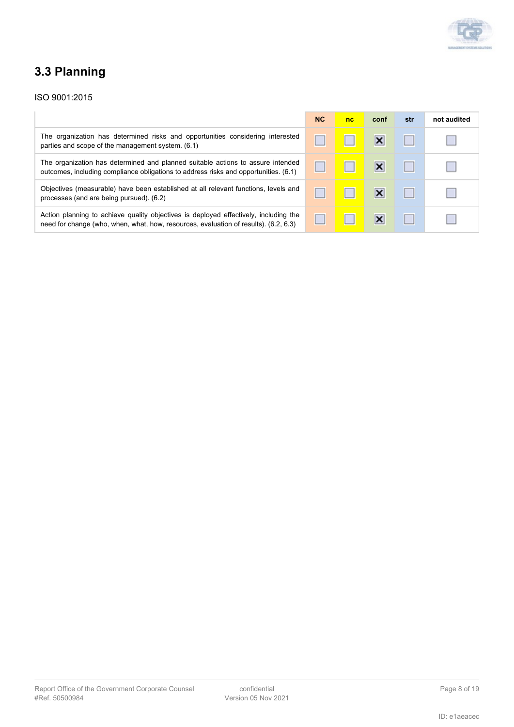## 3.3 Planning

ISO 9001:2015

| | NC | nc | conf | str | not audited |
|---|---|---|---|---|---|
| The organization has determined risks and opportunities considering interested parties and scope of the management system. (6.1) | ☐ | ☐ | ☒ | ☐ | ☐ |
| The organization has determined and planned suitable actions to assure intended outcomes, including compliance obligations to address risks and opportunities. (6.1) | ☐ | ☐ | ☒ | ☐ | ☐ |
| Objectives (measurable) have been established at all relevant functions, levels and processes (and are being pursued). (6.2) | ☐ | ☐ | ☒ | ☐ | ☐ |
| Action planning to achieve quality objectives is deployed effectively, including the need for change (who, when, what, how, resources, evaluation of results). (6.2, 6.3) | ☐ | ☐ | ☒ | ☐ | ☐ |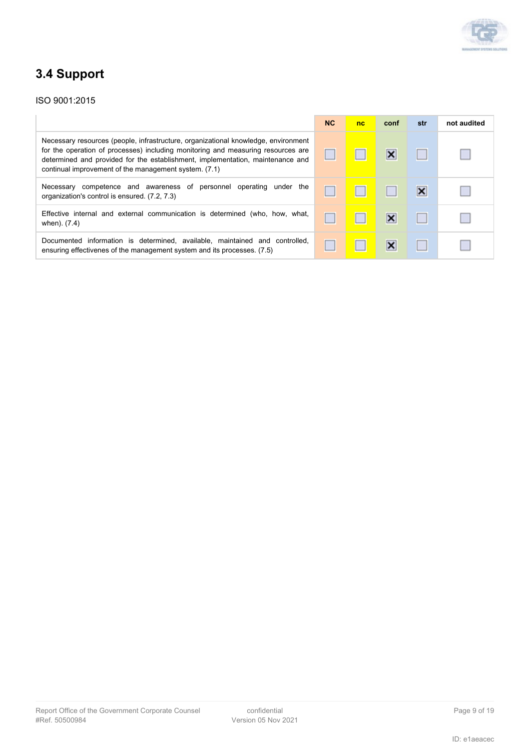## 3.4 Support

ISO 9001:2015

| | NC | nc | conf | str | not audited |
|---|---|---|---|---|---|
| Necessary resources (people, infrastructure, organizational knowledge, environment for the operation of processes) including monitoring and measuring resources are determined and provided for the establishment, implementation, maintenance and continual improvement of the management system. (7.1) | ☐ | ☐ | ☒ | ☐ | ☐ |
| Necessary competence and awareness of personnel operating under the organization's control is ensured. (7.2, 7.3) | ☐ | ☐ | ☐ | ☒ | ☐ |
| Effective internal and external communication is determined (who, how, what, when). (7.4) | ☐ | ☐ | ☒ | ☐ | ☐ |
| Documented information is determined, available, maintained and controlled, ensuring effectivenes of the management system and its processes. (7.5) | ☐ | ☐ | ☒ | ☐ | ☐ |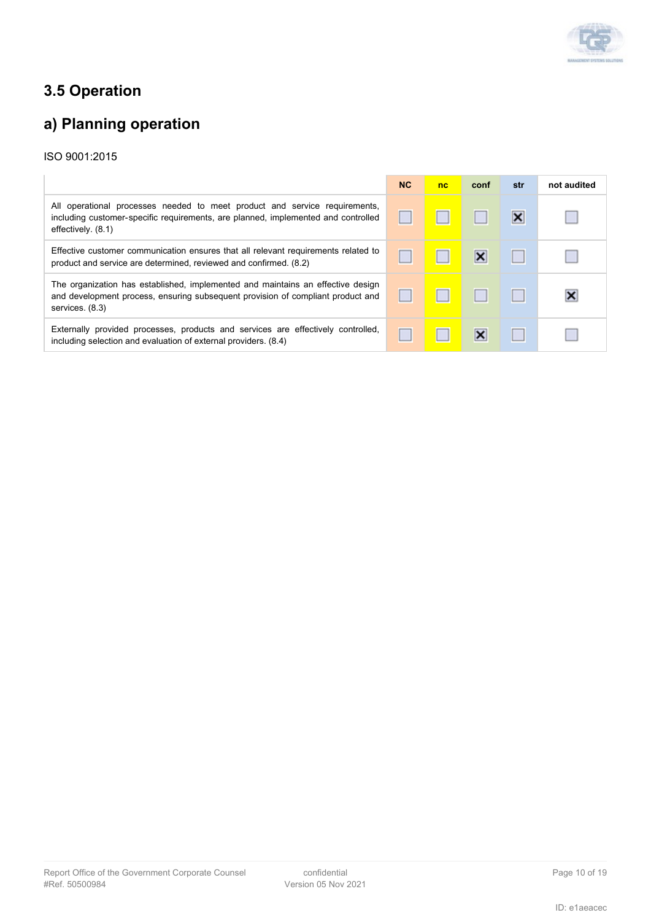## 3.5 Operation

## a) Planning operation

ISO 9001:2015

| | NC | nc | conf | str | not audited |
|---|---|---|---|---|---|
| All operational processes needed to meet product and service requirements, including customer-specific requirements, are planned, implemented and controlled effectively. (8.1) | ☐ | ☐ | ☐ | ☒ | ☐ |
| Effective customer communication ensures that all relevant requirements related to product and service are determined, reviewed and confirmed. (8.2) | ☐ | ☐ | ☒ | ☐ | ☐ |
| The organization has established, implemented and maintains an effective design and development process, ensuring subsequent provision of compliant product and services. (8.3) | ☐ | ☐ | ☐ | ☐ | ☒ |
| Externally provided processes, products and services are effectively controlled, including selection and evaluation of external providers. (8.4) | ☐ | ☐ | ☒ | ☐ | ☐ |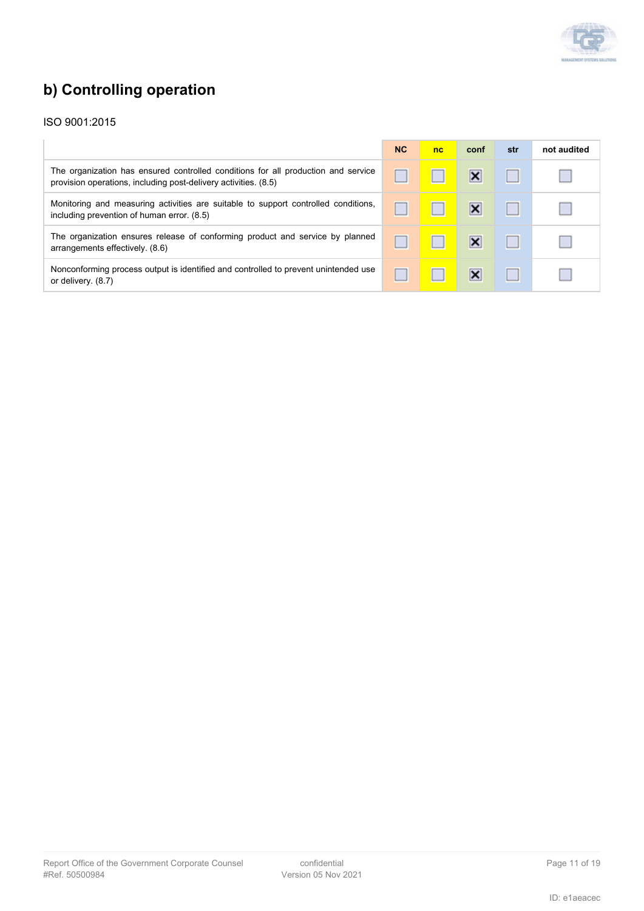## b) Controlling operation

ISO 9001:2015

| | NC | nc | conf | str | not audited |
|---|---|---|---|---|---|
| The organization has ensured controlled conditions for all production and service provision operations, including post-delivery activities. (8.5) | ☐ | ☐ | ☒ | ☐ | ☐ |
| Monitoring and measuring activities are suitable to support controlled conditions, including prevention of human error. (8.5) | ☐ | ☐ | ☒ | ☐ | ☐ |
| The organization ensures release of conforming product and service by planned arrangements effectively. (8.6) | ☐ | ☐ | ☒ | ☐ | ☐ |
| Nonconforming process output is identified and controlled to prevent unintended use or delivery. (8.7) | ☐ | ☐ | ☒ | ☐ | ☐ |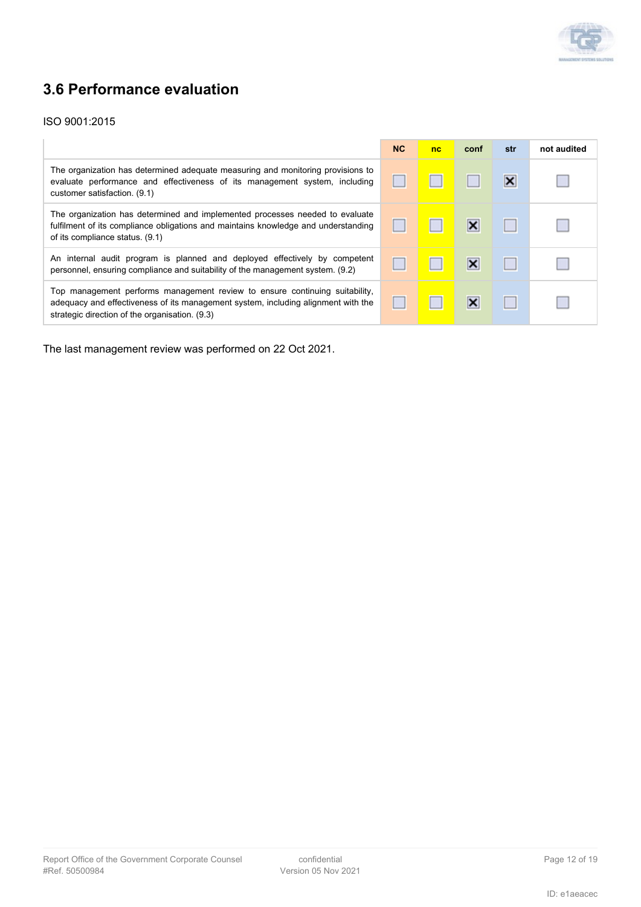## 3.6 Performance evaluation

ISO 9001:2015

| | NC | nc | conf | str | not audited |
|---|---|---|---|---|---|
| The organization has determined adequate measuring and monitoring provisions to evaluate performance and effectiveness of its management system, including customer satisfaction. (9.1) | ☐ | ☐ | ☐ | ☒ | ☐ |
| The organization has determined and implemented processes needed to evaluate fulfilment of its compliance obligations and maintains knowledge and understanding of its compliance status. (9.1) | ☐ | ☐ | ☒ | ☐ | ☐ |
| An internal audit program is planned and deployed effectively by competent personnel, ensuring compliance and suitability of the management system. (9.2) | ☐ | ☐ | ☒ | ☐ | ☐ |
| Top management performs management review to ensure continuing suitability, adequacy and effectiveness of its management system, including alignment with the strategic direction of the organisation. (9.3) | ☐ | ☐ | ☒ | ☐ | ☐ |

The last management review was performed on 22 Oct 2021.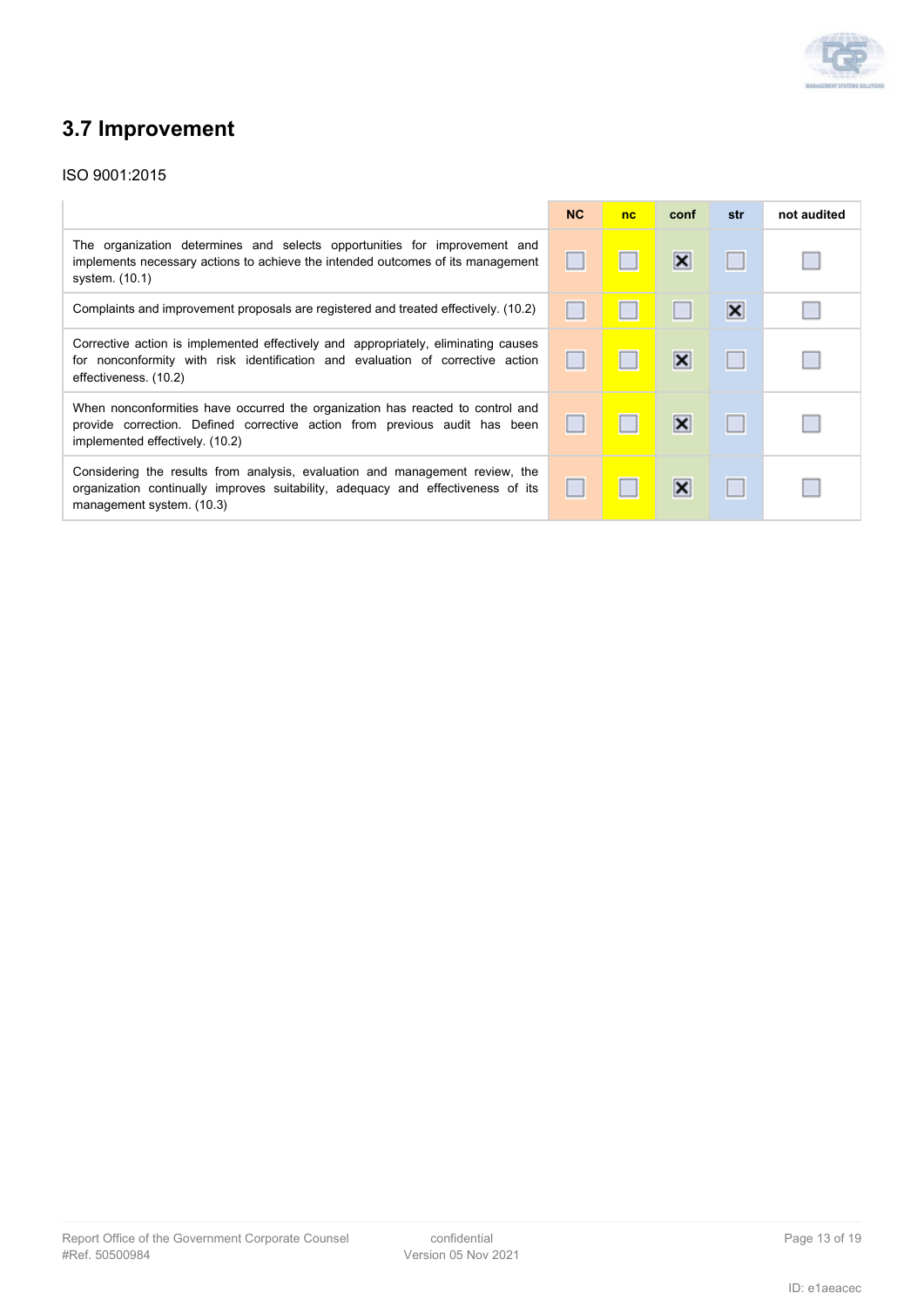## 3.7 Improvement

ISO 9001:2015

| | NC | nc | conf | str | not audited |
|---|---|---|---|---|---|
| The organization determines and selects opportunities for improvement and implements necessary actions to achieve the intended outcomes of its management system. (10.1) | ☐ | ☐ | ☒ | ☐ | ☐ |
| Complaints and improvement proposals are registered and treated effectively. (10.2) | ☐ | ☐ | ☐ | ☒ | ☐ |
| Corrective action is implemented effectively and appropriately, eliminating causes for nonconformity with risk identification and evaluation of corrective action effectiveness. (10.2) | ☐ | ☐ | ☒ | ☐ | ☐ |
| When nonconformities have occurred the organization has reacted to control and provide correction. Defined corrective action from previous audit has been implemented effectively. (10.2) | ☐ | ☐ | ☒ | ☐ | ☐ |
| Considering the results from analysis, evaluation and management review, the organization continually improves suitability, adequacy and effectiveness of its management system. (10.3) | ☐ | ☐ | ☒ | ☐ | ☐ |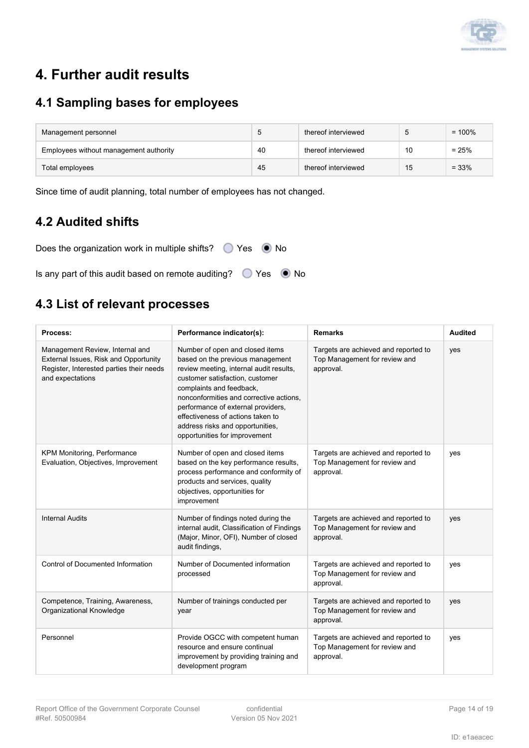# 4. Further audit results

## 4.1 Sampling bases for employees

| Management personnel | 5 | thereof interviewed | 5 | = 100% |
|---|---|---|---|---|
| Employees without management authority | 40 | thereof interviewed | 10 | = 25% |
| Total employees | 45 | thereof interviewed | 15 | = 33% |

Since time of audit planning, total number of employees has not changed.

## 4.2 Audited shifts

Does the organization work in multiple shifts? ○ Yes ● No

Is any part of this audit based on remote auditing? ○ Yes ● No

## 4.3 List of relevant processes

| Process: | Performance indicator(s): | Remarks | Audited |
|---|---|---|---|
| Management Review, Internal and External Issues, Risk and Opportunity Register, Interested parties their needs and expectations | Number of open and closed items based on the previous management review meeting, internal audit results, customer satisfaction, customer complaints and feedback, nonconformities and corrective actions, performance of external providers, effectiveness of actions taken to address risks and opportunities, opportunities for improvement | Targets are achieved and reported to Top Management for review and approval. | yes |
| KPM Monitoring, Performance Evaluation, Objectives, Improvement | Number of open and closed items based on the key performance results, process performance and conformity of products and services, quality objectives, opportunities for improvement | Targets are achieved and reported to Top Management for review and approval. | yes |
| Internal Audits | Number of findings noted during the internal audit, Classification of Findings (Major, Minor, OFI), Number of closed audit findings, | Targets are achieved and reported to Top Management for review and approval. | yes |
| Control of Documented Information | Number of Documented information processed | Targets are achieved and reported to Top Management for review and approval. | yes |
| Competence, Training, Awareness, Organizational Knowledge | Number of trainings conducted per year | Targets are achieved and reported to Top Management for review and approval. | yes |
| Personnel | Provide OGCC with competent human resource and ensure continual improvement by providing training and development program | Targets are achieved and reported to Top Management for review and approval. | yes |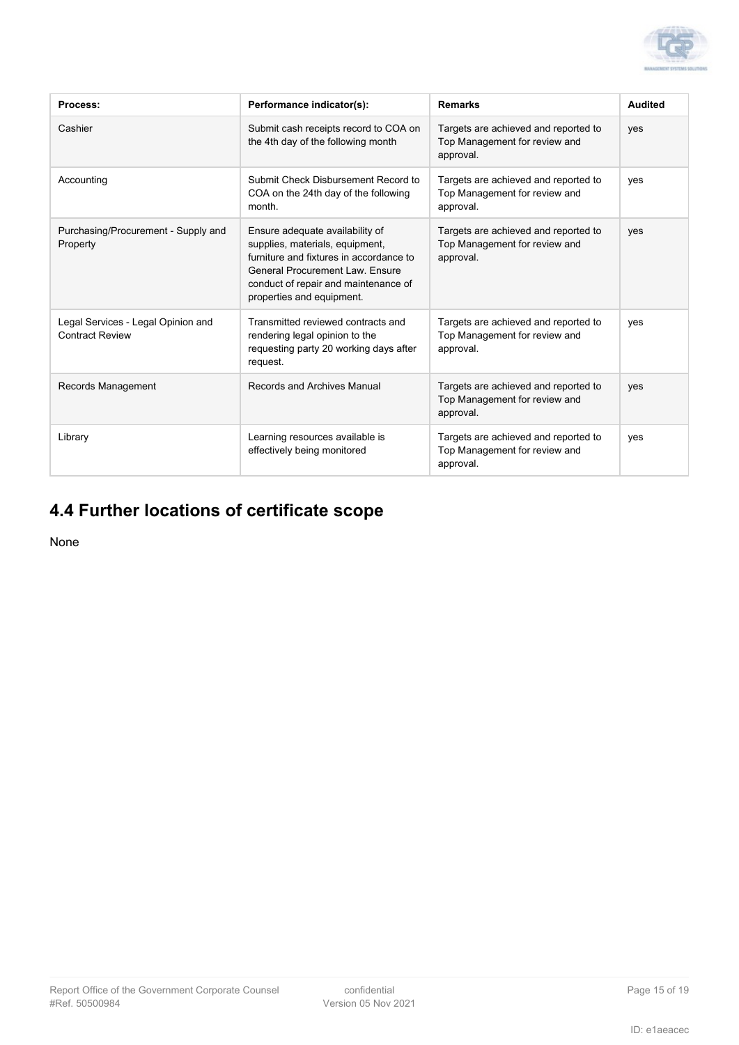| Process: | Performance indicator(s): | Remarks | Audited |
| --- | --- | --- | --- |
| Cashier | Submit cash receipts record to COA on the 4th day of the following month | Targets are achieved and reported to Top Management for review and approval. | yes |
| Accounting | Submit Check Disbursement Record to COA on the 24th day of the following month. | Targets are achieved and reported to Top Management for review and approval. | yes |
| Purchasing/Procurement - Supply and Property | Ensure adequate availability of supplies, materials, equipment, furniture and fixtures in accordance to General Procurement Law. Ensure conduct of repair and maintenance of properties and equipment. | Targets are achieved and reported to Top Management for review and approval. | yes |
| Legal Services - Legal Opinion and Contract Review | Transmitted reviewed contracts and rendering legal opinion to the requesting party 20 working days after request. | Targets are achieved and reported to Top Management for review and approval. | yes |
| Records Management | Records and Archives Manual | Targets are achieved and reported to Top Management for review and approval. | yes |
| Library | Learning resources available is effectively being monitored | Targets are achieved and reported to Top Management for review and approval. | yes |

## 4.4 Further locations of certificate scope

None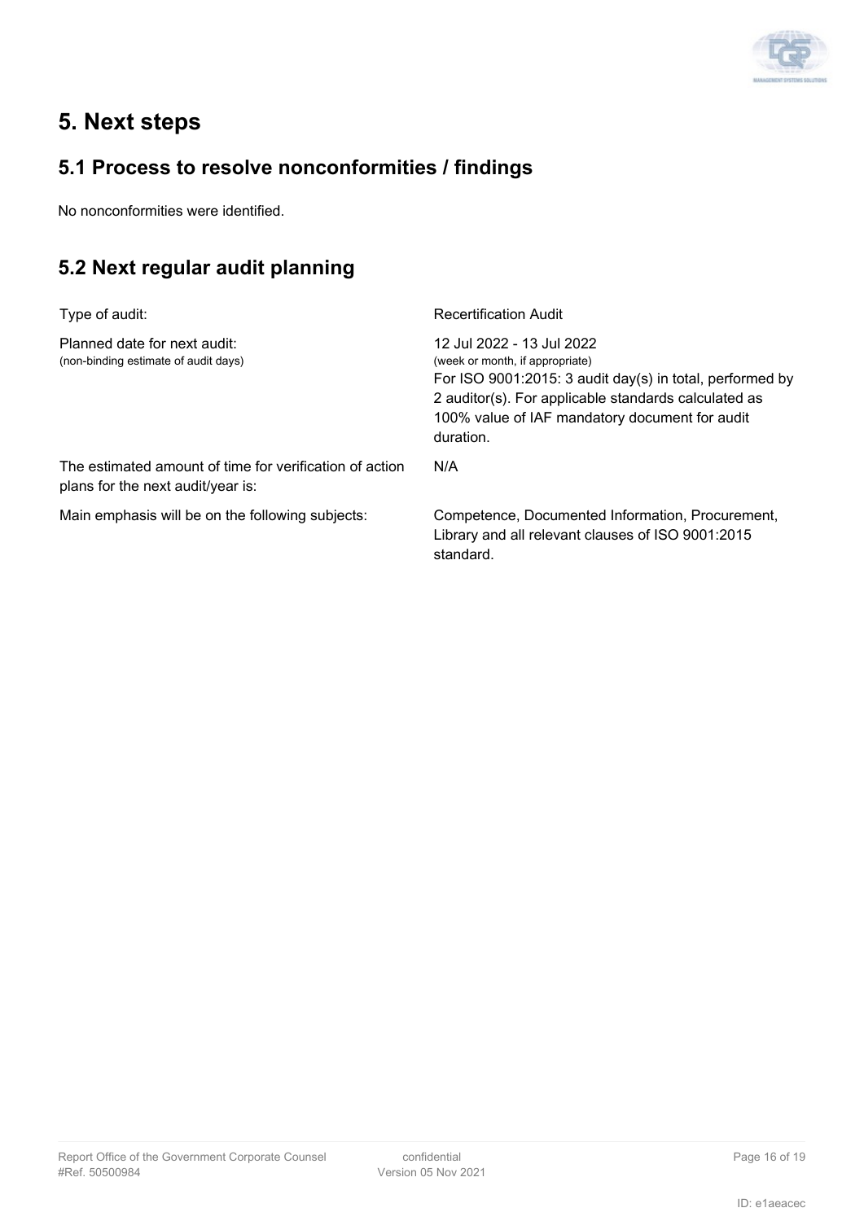# 5. Next steps

## 5.1 Process to resolve nonconformities / findings

No nonconformities were identified.

## 5.2 Next regular audit planning

| | |
|---|---|
| Type of audit: | Recertification Audit |
| Planned date for next audit:<br>(non-binding estimate of audit days) | 12 Jul 2022 - 13 Jul 2022<br>(week or month, if appropriate)<br>For ISO 9001:2015: 3 audit day(s) in total, performed by 2 auditor(s). For applicable standards calculated as 100% value of IAF mandatory document for audit duration. |
| The estimated amount of time for verification of action plans for the next audit/year is: | N/A |
| Main emphasis will be on the following subjects: | Competence, Documented Information, Procurement, Library and all relevant clauses of ISO 9001:2015 standard. |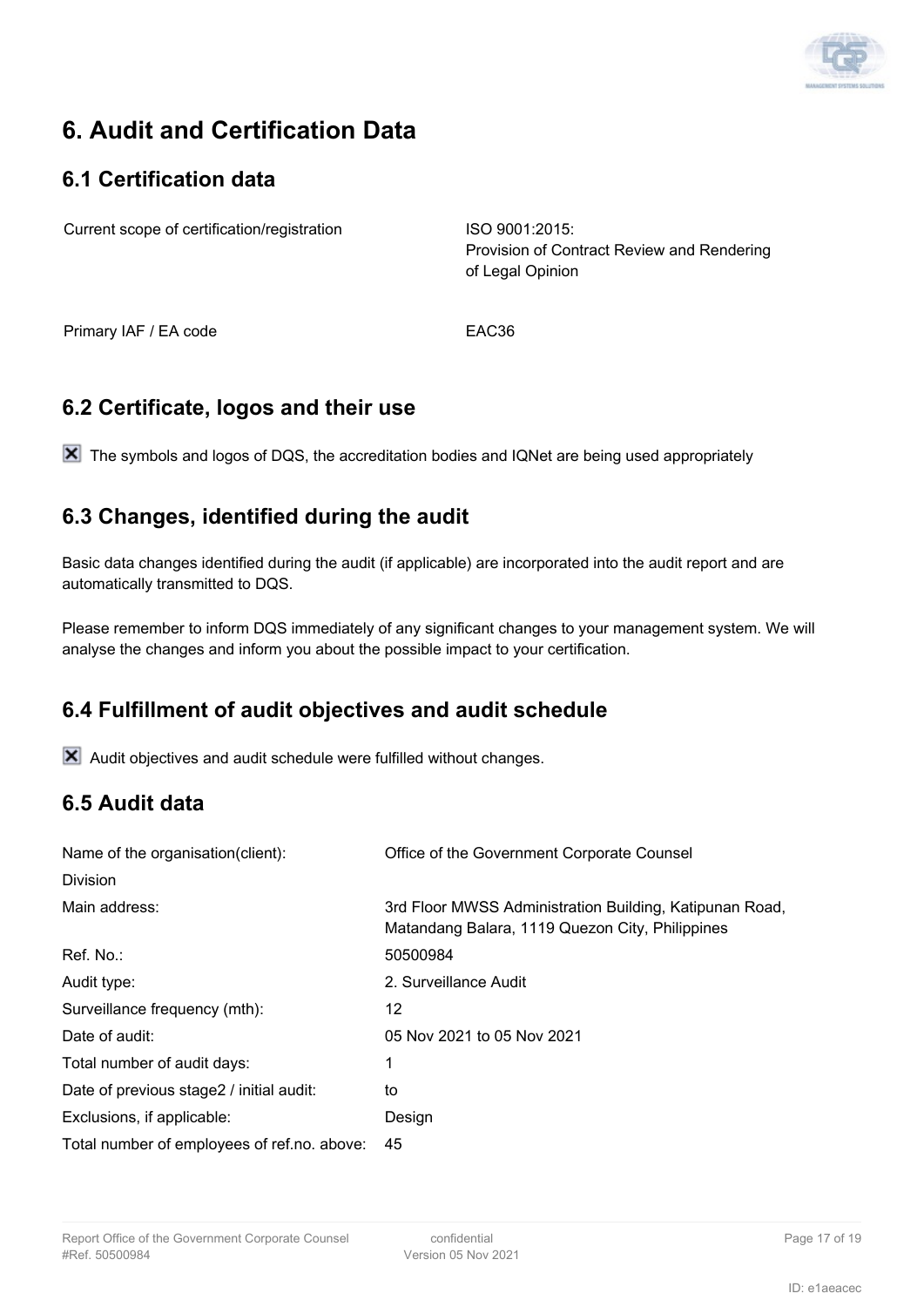# 6. Audit and Certification Data

## 6.1 Certification data

| | |
|---|---|
| Current scope of certification/registration | ISO 9001:2015: Provision of Contract Review and Rendering of Legal Opinion |
| Primary IAF / EA code | EAC36 |

## 6.2 Certificate, logos and their use

☒ The symbols and logos of DQS, the accreditation bodies and IQNet are being used appropriately

## 6.3 Changes, identified during the audit

Basic data changes identified during the audit (if applicable) are incorporated into the audit report and are automatically transmitted to DQS.

Please remember to inform DQS immediately of any significant changes to your management system. We will analyse the changes and inform you about the possible impact to your certification.

## 6.4 Fulfillment of audit objectives and audit schedule

☒ Audit objectives and audit schedule were fulfilled without changes.

## 6.5 Audit data

| | |
|---|---|
| Name of the organisation(client): | Office of the Government Corporate Counsel |
| Division | |
| Main address: | 3rd Floor MWSS Administration Building, Katipunan Road, Matandang Balara, 1119 Quezon City, Philippines |
| Ref. No.: | 50500984 |
| Audit type: | 2. Surveillance Audit |
| Surveillance frequency (mth): | 12 |
| Date of audit: | 05 Nov 2021 to 05 Nov 2021 |
| Total number of audit days: | 1 |
| Date of previous stage2 / initial audit: | to |
| Exclusions, if applicable: | Design |
| Total number of employees of ref.no. above: | 45 |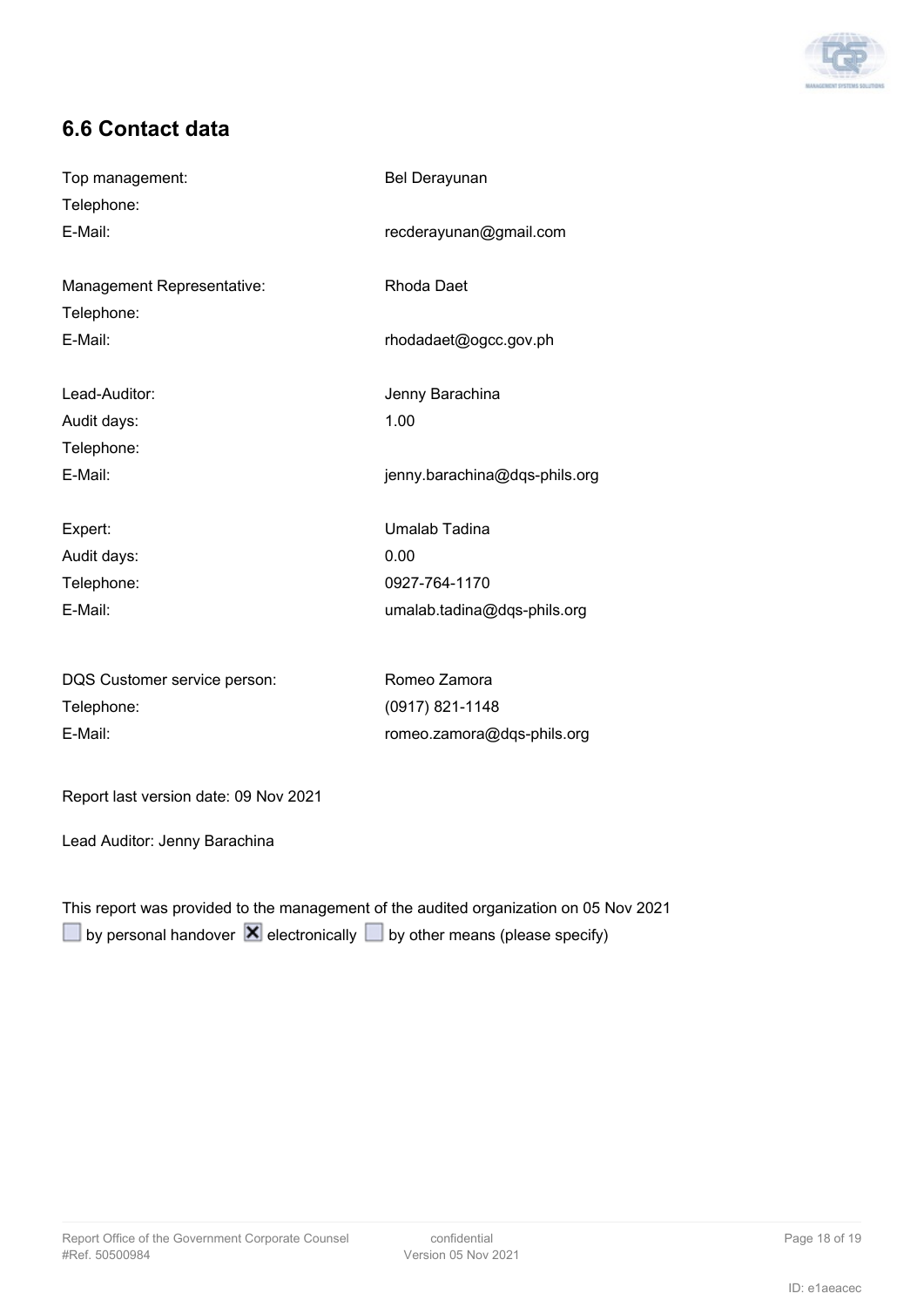## 6.6 Contact data

| | |
|---|---|
| Top management: | Bel Derayunan |
| Telephone: | |
| E-Mail: | recderayunan@gmail.com |
| | |
| Management Representative: | Rhoda Daet |
| Telephone: | |
| E-Mail: | rhodadaet@ogcc.gov.ph |
| | |
| Lead-Auditor: | Jenny Barachina |
| Audit days: | 1.00 |
| Telephone: | |
| E-Mail: | jenny.barachina@dqs-phils.org |
| | |
| Expert: | Umalab Tadina |
| Audit days: | 0.00 |
| Telephone: | 0927-764-1170 |
| E-Mail: | umalab.tadina@dqs-phils.org |
| | |
| DQS Customer service person: | Romeo Zamora |
| Telephone: | (0917) 821-1148 |
| E-Mail: | romeo.zamora@dqs-phils.org |

Report last version date: 09 Nov 2021

Lead Auditor: Jenny Barachina

This report was provided to the management of the audited organization on 05 Nov 2021

☐ by personal handover ☒ electronically ☐ by other means (please specify)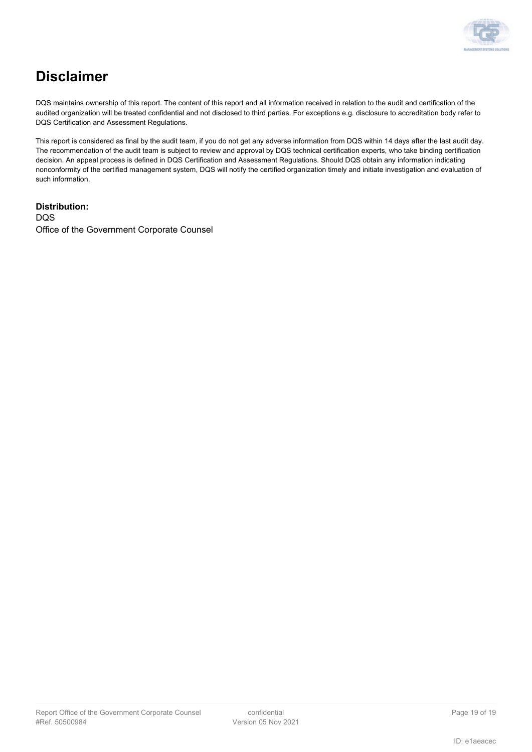# Disclaimer

DQS maintains ownership of this report. The content of this report and all information received in relation to the audit and certification of the audited organization will be treated confidential and not disclosed to third parties. For exceptions e.g. disclosure to accreditation body refer to DQS Certification and Assessment Regulations.

This report is considered as final by the audit team, if you do not get any adverse information from DQS within 14 days after the last audit day. The recommendation of the audit team is subject to review and approval by DQS technical certification experts, who take binding certification decision. An appeal process is defined in DQS Certification and Assessment Regulations. Should DQS obtain any information indicating nonconformity of the certified management system, DQS will notify the certified organization timely and initiate investigation and evaluation of such information.

**Distribution:**

DQS

Office of the Government Corporate Counsel